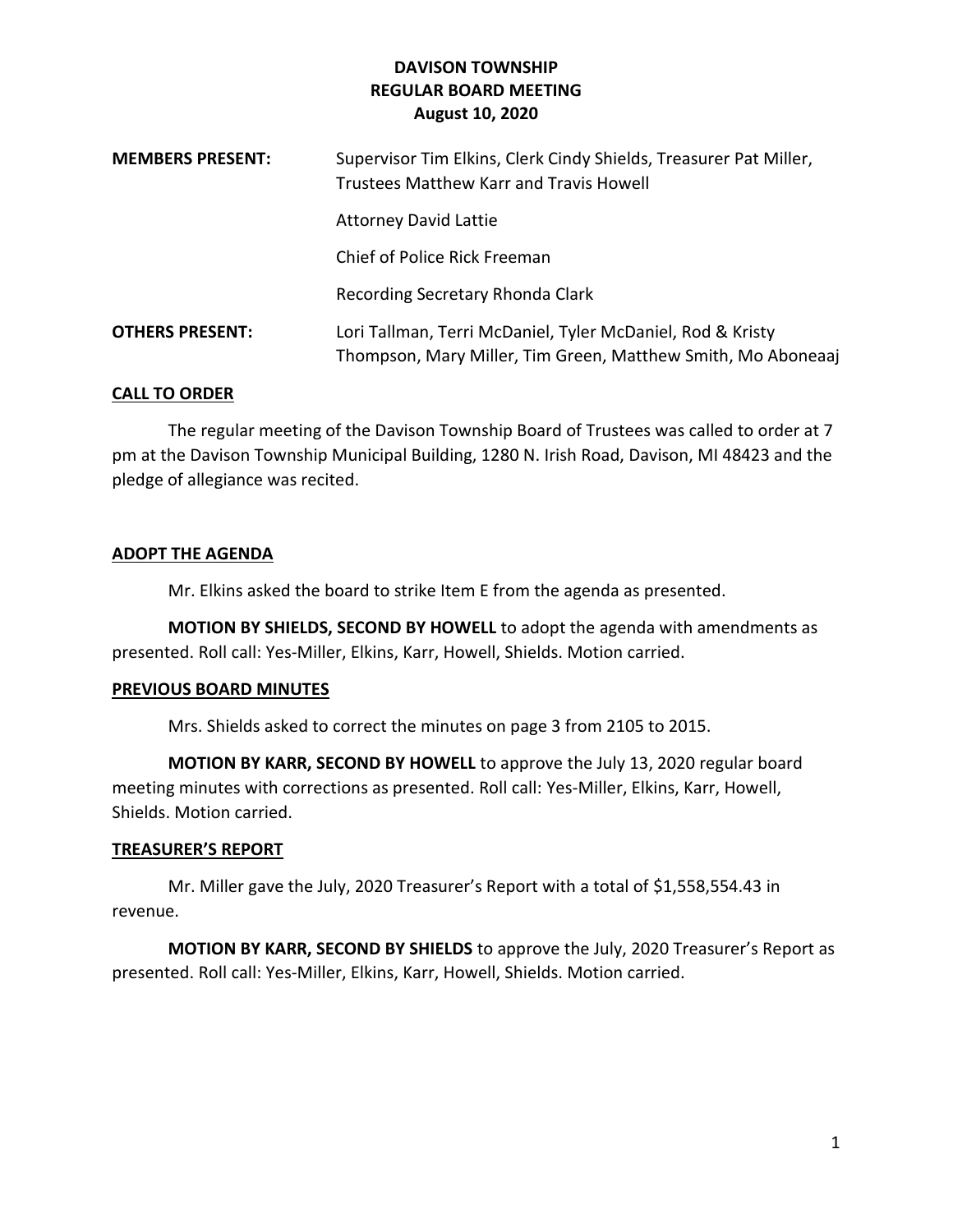# DAVISON TOWNSHIP
## REGULAR BOARD MEETING
### August 10, 2020

**MEMBERS PRESENT:** Supervisor Tim Elkins, Clerk Cindy Shields, Treasurer Pat Miller, Trustees Matthew Karr and Travis Howell

Attorney David Lattie

Chief of Police Rick Freeman

Recording Secretary Rhonda Clark

**OTHERS PRESENT:** Lori Tallman, Terri McDaniel, Tyler McDaniel, Rod & Kristy Thompson, Mary Miller, Tim Green, Matthew Smith, Mo Aboneaaj

**CALL TO ORDER**

The regular meeting of the Davison Township Board of Trustees was called to order at 7 pm at the Davison Township Municipal Building, 1280 N. Irish Road, Davison, MI 48423 and the pledge of allegiance was recited.

**ADOPT THE AGENDA**

Mr. Elkins asked the board to strike Item E from the agenda as presented.

**MOTION BY SHIELDS, SECOND BY HOWELL** to adopt the agenda with amendments as presented. Roll call: Yes-Miller, Elkins, Karr, Howell, Shields. Motion carried.

**PREVIOUS BOARD MINUTES**

Mrs. Shields asked to correct the minutes on page 3 from 2105 to 2015.

**MOTION BY KARR, SECOND BY HOWELL** to approve the July 13, 2020 regular board meeting minutes with corrections as presented. Roll call: Yes-Miller, Elkins, Karr, Howell, Shields. Motion carried.

**TREASURER'S REPORT**

Mr. Miller gave the July, 2020 Treasurer's Report with a total of $1,558,554.43 in revenue.

**MOTION BY KARR, SECOND BY SHIELDS** to approve the July, 2020 Treasurer's Report as presented. Roll call: Yes-Miller, Elkins, Karr, Howell, Shields. Motion carried.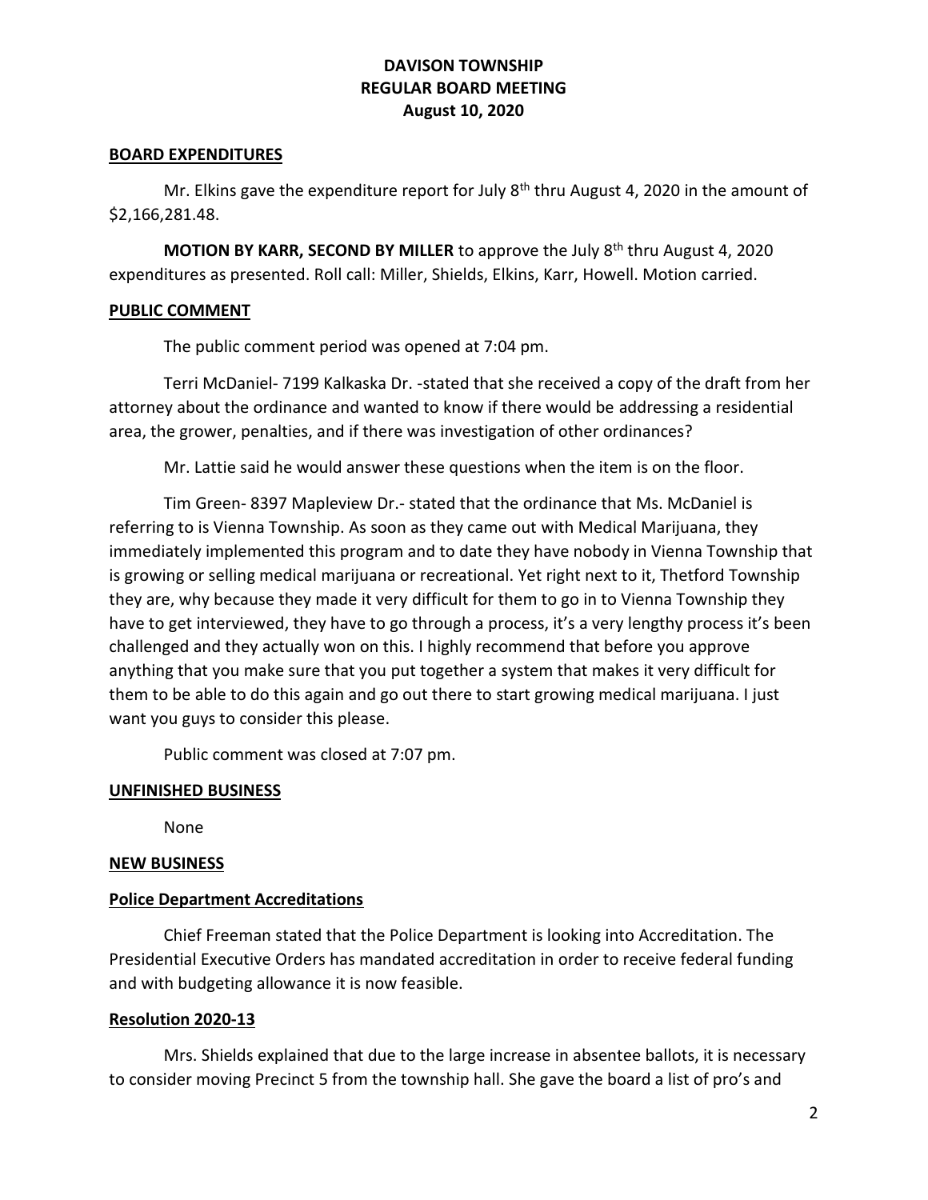# DAVISON TOWNSHIP
# REGULAR BOARD MEETING
# August 10, 2020

## BOARD EXPENDITURES

Mr. Elkins gave the expenditure report for July 8th thru August 4, 2020 in the amount of $2,166,281.48.

**MOTION BY KARR, SECOND BY MILLER** to approve the July 8th thru August 4, 2020 expenditures as presented. Roll call: Miller, Shields, Elkins, Karr, Howell. Motion carried.

## PUBLIC COMMENT

The public comment period was opened at 7:04 pm.

Terri McDaniel- 7199 Kalkaska Dr. -stated that she received a copy of the draft from her attorney about the ordinance and wanted to know if there would be addressing a residential area, the grower, penalties, and if there was investigation of other ordinances?

Mr. Lattie said he would answer these questions when the item is on the floor.

Tim Green- 8397 Mapleview Dr.- stated that the ordinance that Ms. McDaniel is referring to is Vienna Township. As soon as they came out with Medical Marijuana, they immediately implemented this program and to date they have nobody in Vienna Township that is growing or selling medical marijuana or recreational. Yet right next to it, Thetford Township they are, why because they made it very difficult for them to go in to Vienna Township they have to get interviewed, they have to go through a process, it's a very lengthy process it's been challenged and they actually won on this. I highly recommend that before you approve anything that you make sure that you put together a system that makes it very difficult for them to be able to do this again and go out there to start growing medical marijuana. I just want you guys to consider this please.

Public comment was closed at 7:07 pm.

## UNFINISHED BUSINESS

None

## NEW BUSINESS

### Police Department Accreditations

Chief Freeman stated that the Police Department is looking into Accreditation. The Presidential Executive Orders has mandated accreditation in order to receive federal funding and with budgeting allowance it is now feasible.

### Resolution 2020-13

Mrs. Shields explained that due to the large increase in absentee ballots, it is necessary to consider moving Precinct 5 from the township hall. She gave the board a list of pro's and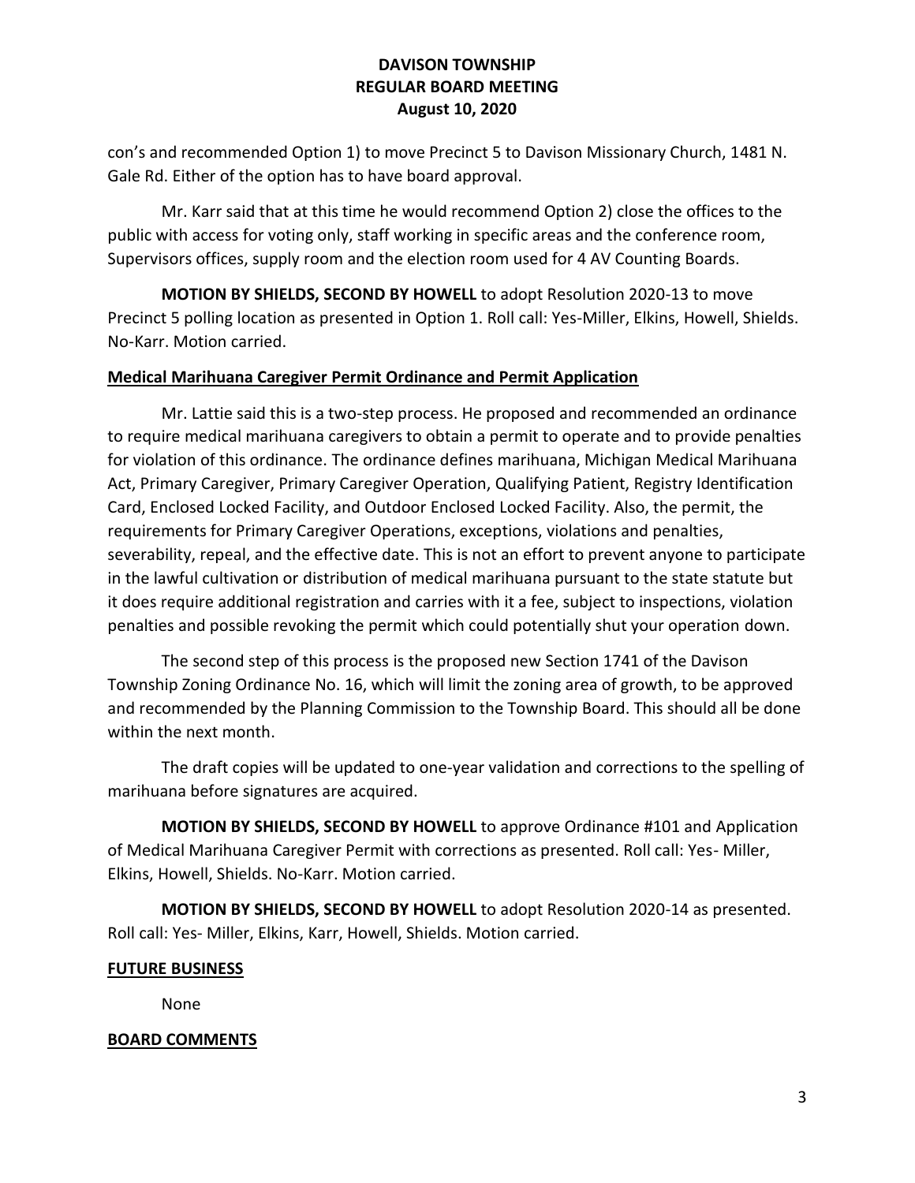con's and recommended Option 1) to move Precinct 5 to Davison Missionary Church, 1481 N. Gale Rd. Either of the option has to have board approval.

Mr. Karr said that at this time he would recommend Option 2) close the offices to the public with access for voting only, staff working in specific areas and the conference room, Supervisors offices, supply room and the election room used for 4 AV Counting Boards.

**MOTION BY SHIELDS, SECOND BY HOWELL** to adopt Resolution 2020-13 to move Precinct 5 polling location as presented in Option 1. Roll call: Yes-Miller, Elkins, Howell, Shields. No-Karr. Motion carried.

**Medical Marihuana Caregiver Permit Ordinance and Permit Application**

Mr. Lattie said this is a two-step process. He proposed and recommended an ordinance to require medical marihuana caregivers to obtain a permit to operate and to provide penalties for violation of this ordinance. The ordinance defines marihuana, Michigan Medical Marihuana Act, Primary Caregiver, Primary Caregiver Operation, Qualifying Patient, Registry Identification Card, Enclosed Locked Facility, and Outdoor Enclosed Locked Facility. Also, the permit, the requirements for Primary Caregiver Operations, exceptions, violations and penalties, severability, repeal, and the effective date. This is not an effort to prevent anyone to participate in the lawful cultivation or distribution of medical marihuana pursuant to the state statute but it does require additional registration and carries with it a fee, subject to inspections, violation penalties and possible revoking the permit which could potentially shut your operation down.

The second step of this process is the proposed new Section 1741 of the Davison Township Zoning Ordinance No. 16, which will limit the zoning area of growth, to be approved and recommended by the Planning Commission to the Township Board. This should all be done within the next month.

The draft copies will be updated to one-year validation and corrections to the spelling of marihuana before signatures are acquired.

**MOTION BY SHIELDS, SECOND BY HOWELL** to approve Ordinance #101 and Application of Medical Marihuana Caregiver Permit with corrections as presented. Roll call: Yes- Miller, Elkins, Howell, Shields. No-Karr. Motion carried.

**MOTION BY SHIELDS, SECOND BY HOWELL** to adopt Resolution 2020-14 as presented. Roll call: Yes- Miller, Elkins, Karr, Howell, Shields. Motion carried.

**FUTURE BUSINESS**

None

**BOARD COMMENTS**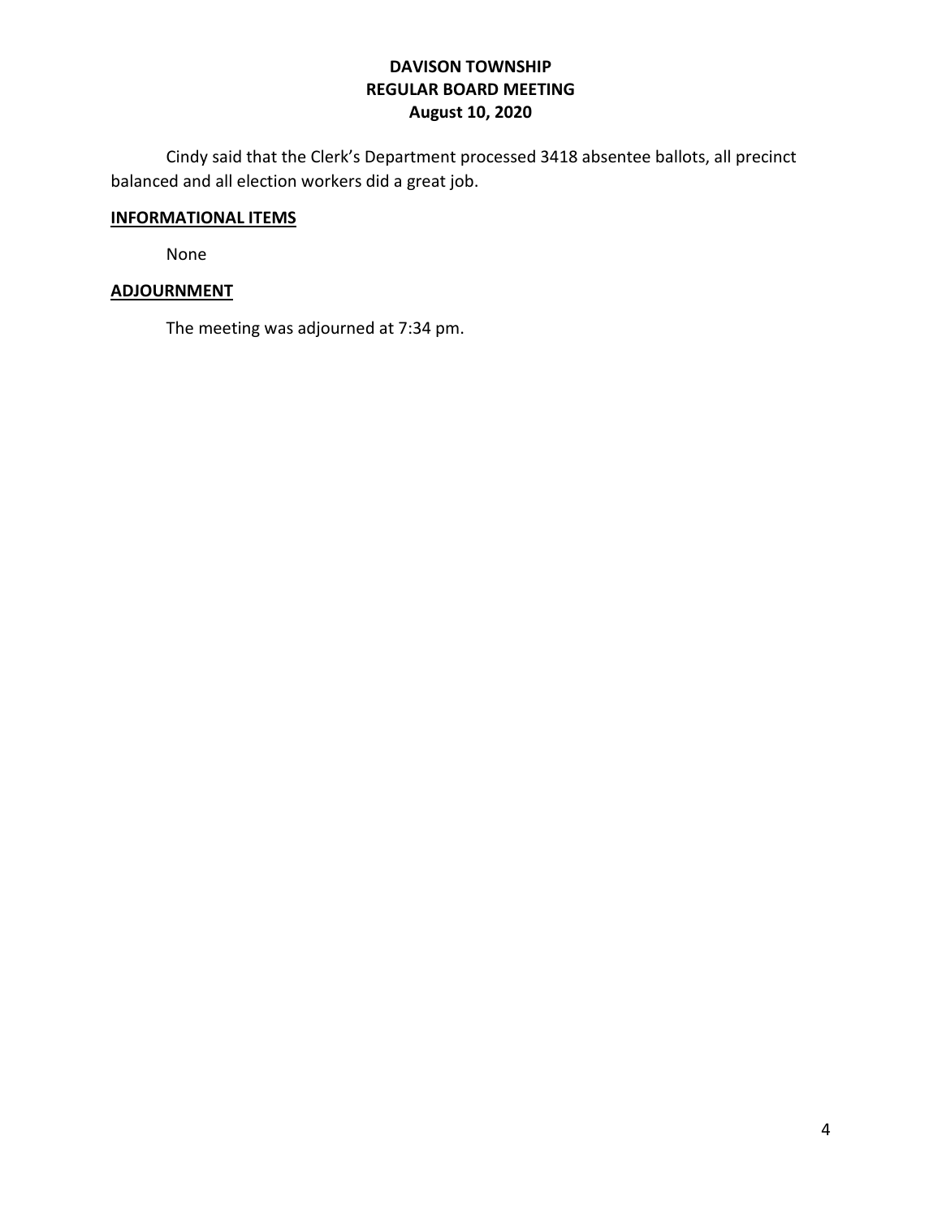Cindy said that the Clerk's Department processed 3418 absentee ballots, all precinct balanced and all election workers did a great job.

**INFORMATIONAL ITEMS**

None

**ADJOURNMENT**

The meeting was adjourned at 7:34 pm.